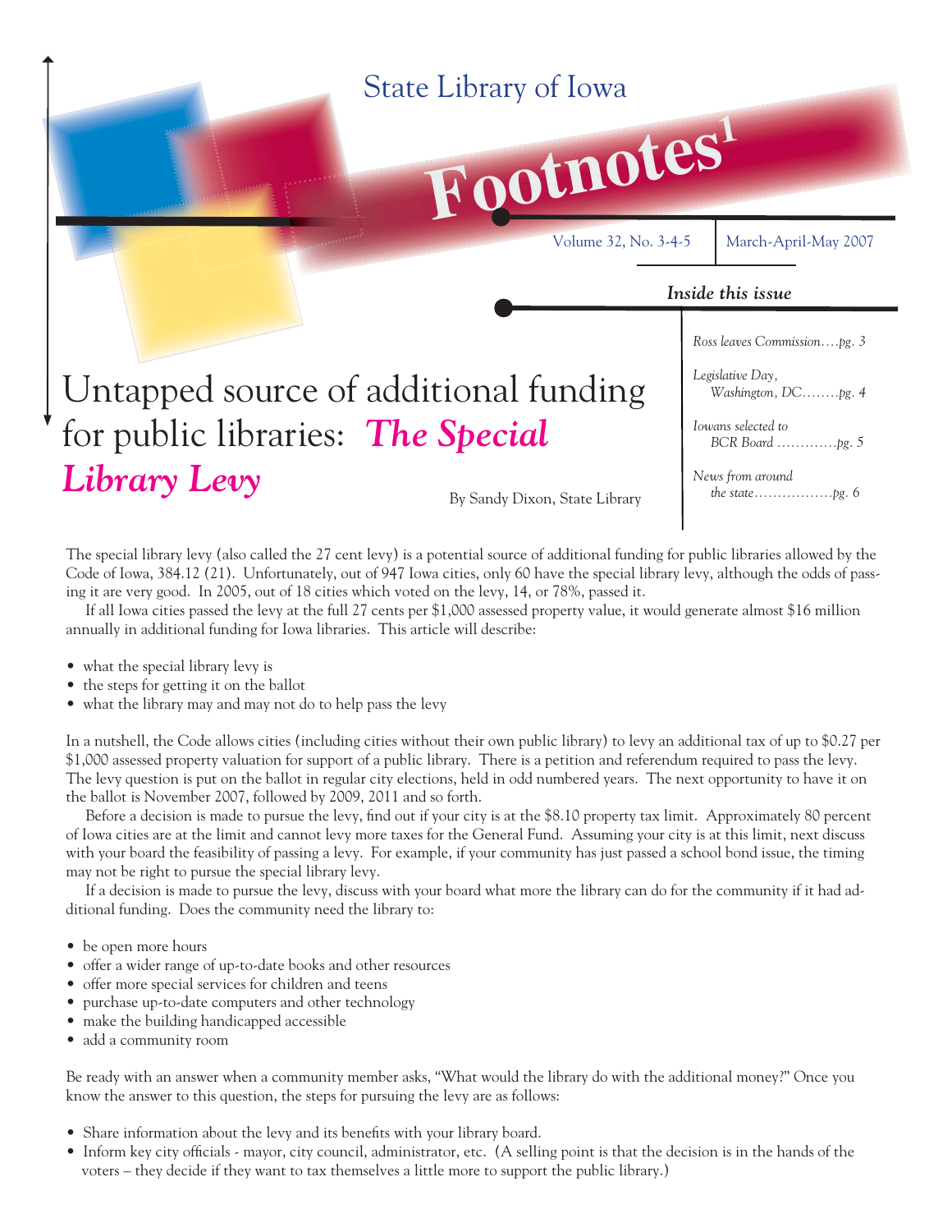State Library of Iowa

# Footnotes[1]

Volume 32, No. 3-4-5 | March-April-May 2007

***Inside this issue***

*Ross leaves Commission....pg. 3*

*Legislative Day, Washington, DC........pg. 4*

*Iowans selected to BCR Board .............pg. 5*

*News from around the state.................pg. 6*

# Untapped source of additional funding for public libraries: *The Special Library Levy*

By Sandy Dixon, State Library

The special library levy (also called the 27 cent levy) is a potential source of additional funding for public libraries allowed by the Code of Iowa, 384.12 (21). Unfortunately, out of 947 Iowa cities, only 60 have the special library levy, although the odds of passing it are very good. In 2005, out of 18 cities which voted on the levy, 14, or 78%, passed it.

If all Iowa cities passed the levy at the full 27 cents per $1,000 assessed property value, it would generate almost $16 million annually in additional funding for Iowa libraries. This article will describe:

- what the special library levy is
- the steps for getting it on the ballot
- what the library may and may not do to help pass the levy

In a nutshell, the Code allows cities (including cities without their own public library) to levy an additional tax of up to $0.27 per $1,000 assessed property valuation for support of a public library. There is a petition and referendum required to pass the levy. The levy question is put on the ballot in regular city elections, held in odd numbered years. The next opportunity to have it on the ballot is November 2007, followed by 2009, 2011 and so forth.

Before a decision is made to pursue the levy, find out if your city is at the $8.10 property tax limit. Approximately 80 percent of Iowa cities are at the limit and cannot levy more taxes for the General Fund. Assuming your city is at this limit, next discuss with your board the feasibility of passing a levy. For example, if your community has just passed a school bond issue, the timing may not be right to pursue the special library levy.

If a decision is made to pursue the levy, discuss with your board what more the library can do for the community if it had additional funding. Does the community need the library to:

- be open more hours
- offer a wider range of up-to-date books and other resources
- offer more special services for children and teens
- purchase up-to-date computers and other technology
- make the building handicapped accessible
- add a community room

Be ready with an answer when a community member asks, "What would the library do with the additional money?" Once you know the answer to this question, the steps for pursuing the levy are as follows:

- Share information about the levy and its benefits with your library board.
- Inform key city officials - mayor, city council, administrator, etc. (A selling point is that the decision is in the hands of the voters – they decide if they want to tax themselves a little more to support the public library.)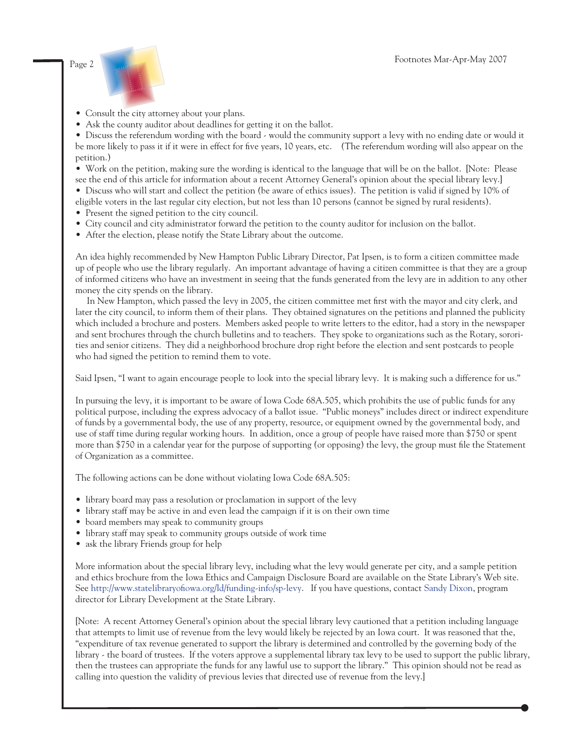- Consult the city attorney about your plans.
- Ask the county auditor about deadlines for getting it on the ballot.
- Discuss the referendum wording with the board - would the community support a levy with no ending date or would it be more likely to pass it if it were in effect for five years, 10 years, etc. (The referendum wording will also appear on the petition.)
- Work on the petition, making sure the wording is identical to the language that will be on the ballot. [Note: Please see the end of this article for information about a recent Attorney General's opinion about the special library levy.]
- Discuss who will start and collect the petition (be aware of ethics issues). The petition is valid if signed by 10% of eligible voters in the last regular city election, but not less than 10 persons (cannot be signed by rural residents).
- Present the signed petition to the city council.
- City council and city administrator forward the petition to the county auditor for inclusion on the ballot.
- After the election, please notify the State Library about the outcome.

An idea highly recommended by New Hampton Public Library Director, Pat Ipsen, is to form a citizen committee made up of people who use the library regularly. An important advantage of having a citizen committee is that they are a group of informed citizens who have an investment in seeing that the funds generated from the levy are in addition to any other money the city spends on the library.

In New Hampton, which passed the levy in 2005, the citizen committee met first with the mayor and city clerk, and later the city council, to inform them of their plans. They obtained signatures on the petitions and planned the publicity which included a brochure and posters. Members asked people to write letters to the editor, had a story in the newspaper and sent brochures through the church bulletins and to teachers. They spoke to organizations such as the Rotary, sororities and senior citizens. They did a neighborhood brochure drop right before the election and sent postcards to people who had signed the petition to remind them to vote.

Said Ipsen, "I want to again encourage people to look into the special library levy. It is making such a difference for us."

In pursuing the levy, it is important to be aware of Iowa Code 68A.505, which prohibits the use of public funds for any political purpose, including the express advocacy of a ballot issue. "Public moneys" includes direct or indirect expenditure of funds by a governmental body, the use of any property, resource, or equipment owned by the governmental body, and use of staff time during regular working hours. In addition, once a group of people have raised more than $750 or spent more than $750 in a calendar year for the purpose of supporting (or opposing) the levy, the group must file the Statement of Organization as a committee.

The following actions can be done without violating Iowa Code 68A.505:

- library board may pass a resolution or proclamation in support of the levy
- library staff may be active in and even lead the campaign if it is on their own time
- board members may speak to community groups
- library staff may speak to community groups outside of work time
- ask the library Friends group for help

More information about the special library levy, including what the levy would generate per city, and a sample petition and ethics brochure from the Iowa Ethics and Campaign Disclosure Board are available on the State Library's Web site. See http://www.statelibraryofiowa.org/ld/funding-info/sp-levy. If you have questions, contact Sandy Dixon, program director for Library Development at the State Library.

[Note: A recent Attorney General's opinion about the special library levy cautioned that a petition including language that attempts to limit use of revenue from the levy would likely be rejected by an Iowa court. It was reasoned that the, "expenditure of tax revenue generated to support the library is determined and controlled by the governing body of the library - the board of trustees. If the voters approve a supplemental library tax levy to be used to support the public library, then the trustees can appropriate the funds for any lawful use to support the library." This opinion should not be read as calling into question the validity of previous levies that directed use of revenue from the levy.]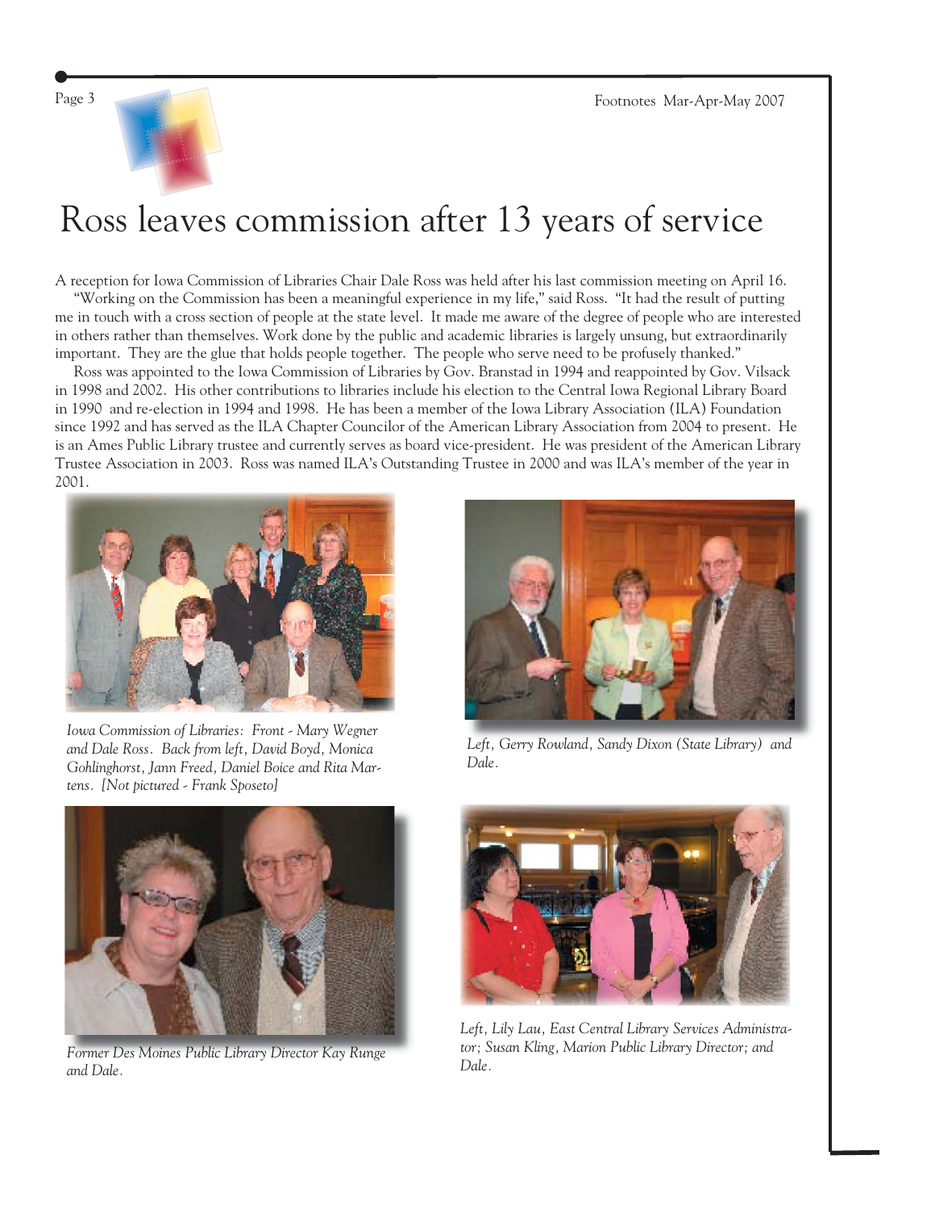# Ross leaves commission after 13 years of service

A reception for Iowa Commission of Libraries Chair Dale Ross was held after his last commission meeting on April 16.

"Working on the Commission has been a meaningful experience in my life," said Ross. "It had the result of putting me in touch with a cross section of people at the state level. It made me aware of the degree of people who are interested in others rather than themselves. Work done by the public and academic libraries is largely unsung, but extraordinarily important. They are the glue that holds people together. The people who serve need to be profusely thanked."

Ross was appointed to the Iowa Commission of Libraries by Gov. Branstad in 1994 and reappointed by Gov. Vilsack in 1998 and 2002. His other contributions to libraries include his election to the Central Iowa Regional Library Board in 1990 and re-election in 1994 and 1998. He has been a member of the Iowa Library Association (ILA) Foundation since 1992 and has served as the ILA Chapter Councilor of the American Library Association from 2004 to present. He is an Ames Public Library trustee and currently serves as board vice-president. He was president of the American Library Trustee Association in 2003. Ross was named ILA's Outstanding Trustee in 2000 and was ILA's member of the year in 2001.

*Iowa Commission of Libraries: Front - Mary Wegner and Dale Ross. Back from left, David Boyd, Monica Gohlinghorst, Jann Freed, Daniel Boice and Rita Martens. [Not pictured - Frank Sposeto]*

*Left, Gerry Rowland, Sandy Dixon (State Library) and Dale.*

*Former Des Moines Public Library Director Kay Runge and Dale.*

*Left, Lily Lau, East Central Library Services Administrator; Susan Kling, Marion Public Library Director; and Dale.*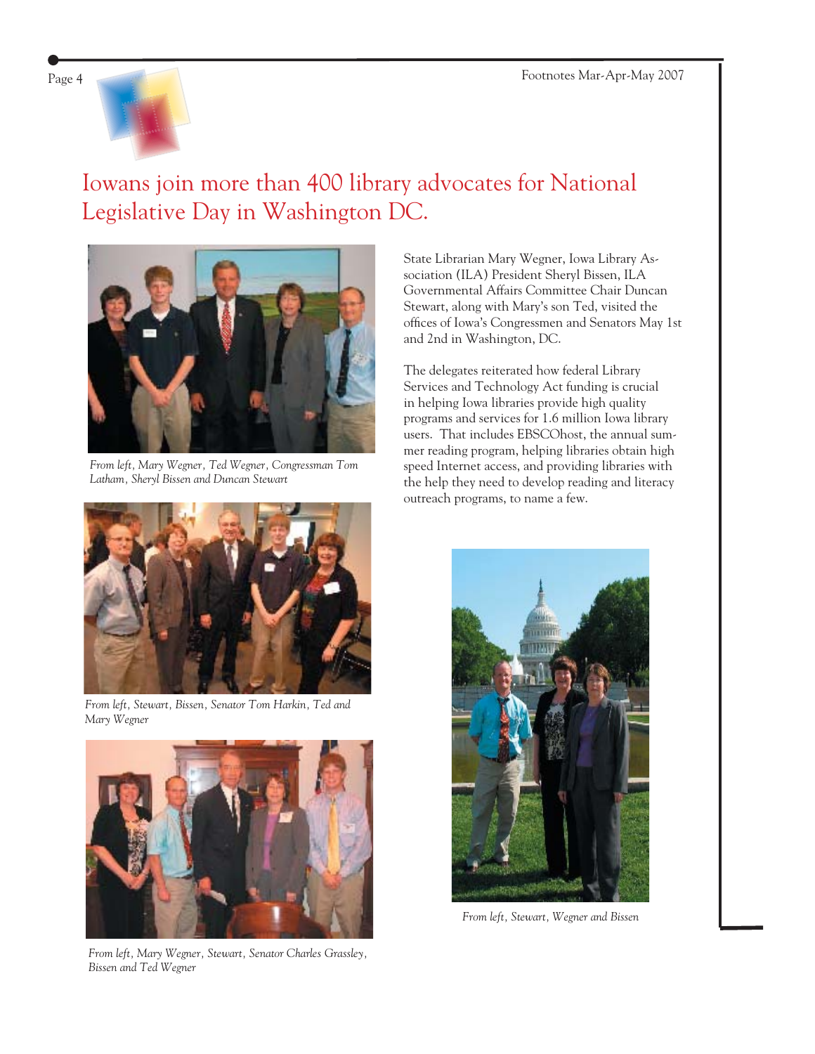# Iowans join more than 400 library advocates for National Legislative Day in Washington DC.

*From left, Mary Wegner, Ted Wegner, Congressman Tom Latham, Sheryl Bissen and Duncan Stewart*

*From left, Stewart, Bissen, Senator Tom Harkin, Ted and Mary Wegner*

*From left, Mary Wegner, Stewart, Senator Charles Grassley, Bissen and Ted Wegner*

State Librarian Mary Wegner, Iowa Library Association (ILA) President Sheryl Bissen, ILA Governmental Affairs Committee Chair Duncan Stewart, along with Mary's son Ted, visited the offices of Iowa's Congressmen and Senators May 1st and 2nd in Washington, DC.

The delegates reiterated how federal Library Services and Technology Act funding is crucial in helping Iowa libraries provide high quality programs and services for 1.6 million Iowa library users. That includes EBSCOhost, the annual summer reading program, helping libraries obtain high speed Internet access, and providing libraries with the help they need to develop reading and literacy outreach programs, to name a few.

*From left, Stewart, Wegner and Bissen*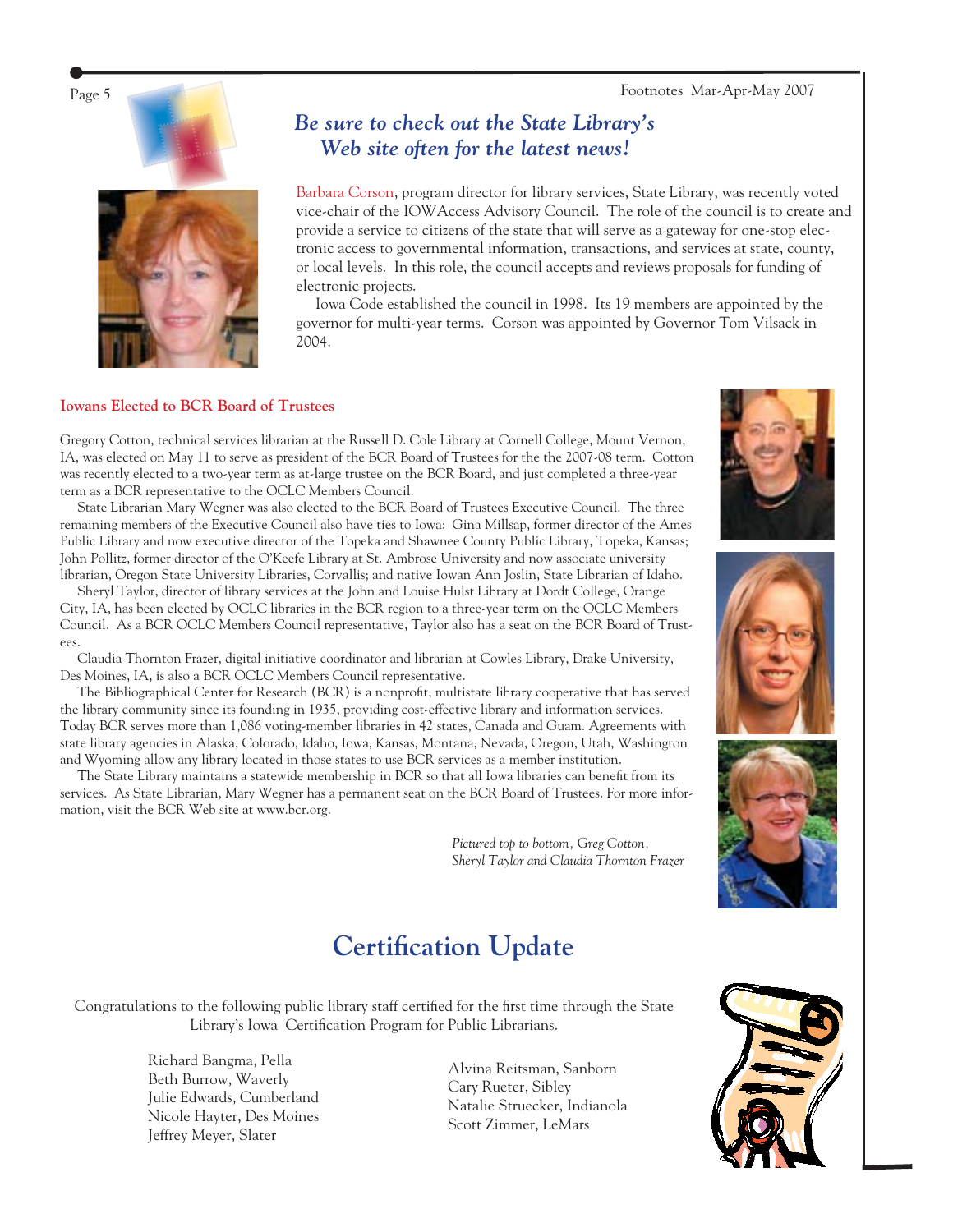## *Be sure to check out the State Library's Web site often for the latest news!*

Barbara Corson, program director for library services, State Library, was recently voted vice-chair of the IOWAccess Advisory Council. The role of the council is to create and provide a service to citizens of the state that will serve as a gateway for one-stop electronic access to governmental information, transactions, and services at state, county, or local levels. In this role, the council accepts and reviews proposals for funding of electronic projects.

Iowa Code established the council in 1998. Its 19 members are appointed by the governor for multi-year terms. Corson was appointed by Governor Tom Vilsack in 2004.

### Iowans Elected to BCR Board of Trustees

Gregory Cotton, technical services librarian at the Russell D. Cole Library at Cornell College, Mount Vernon, IA, was elected on May 11 to serve as president of the BCR Board of Trustees for the the 2007-08 term. Cotton was recently elected to a two-year term as at-large trustee on the BCR Board, and just completed a three-year term as a BCR representative to the OCLC Members Council.

State Librarian Mary Wegner was also elected to the BCR Board of Trustees Executive Council. The three remaining members of the Executive Council also have ties to Iowa: Gina Millsap, former director of the Ames Public Library and now executive director of the Topeka and Shawnee County Public Library, Topeka, Kansas; John Pollitz, former director of the O'Keefe Library at St. Ambrose University and now associate university librarian, Oregon State University Libraries, Corvallis; and native Iowan Ann Joslin, State Librarian of Idaho.

Sheryl Taylor, director of library services at the John and Louise Hulst Library at Dordt College, Orange City, IA, has been elected by OCLC libraries in the BCR region to a three-year term on the OCLC Members Council. As a BCR OCLC Members Council representative, Taylor also has a seat on the BCR Board of Trustees.

Claudia Thornton Frazer, digital initiative coordinator and librarian at Cowles Library, Drake University, Des Moines, IA, is also a BCR OCLC Members Council representative.

The Bibliographical Center for Research (BCR) is a nonprofit, multistate library cooperative that has served the library community since its founding in 1935, providing cost-effective library and information services. Today BCR serves more than 1,086 voting-member libraries in 42 states, Canada and Guam. Agreements with state library agencies in Alaska, Colorado, Idaho, Iowa, Kansas, Montana, Nevada, Oregon, Utah, Washington and Wyoming allow any library located in those states to use BCR services as a member institution.

The State Library maintains a statewide membership in BCR so that all Iowa libraries can benefit from its services. As State Librarian, Mary Wegner has a permanent seat on the BCR Board of Trustees. For more information, visit the BCR Web site at www.bcr.org.

*Pictured top to bottom, Greg Cotton, Sheryl Taylor and Claudia Thornton Frazer*

# Certification Update

Congratulations to the following public library staff certified for the first time through the State Library's Iowa Certification Program for Public Librarians.

- Richard Bangma, Pella
- Beth Burrow, Waverly
- Julie Edwards, Cumberland
- Nicole Hayter, Des Moines
- Jeffrey Meyer, Slater
- Alvina Reitsman, Sanborn
- Cary Rueter, Sibley
- Natalie Struecker, Indianola
- Scott Zimmer, LeMars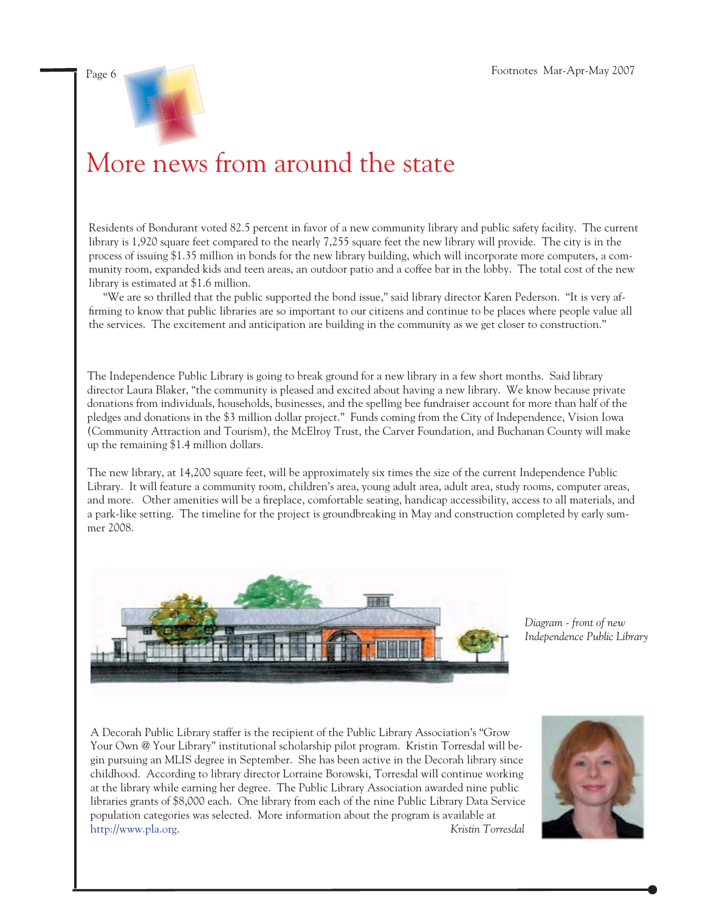# More news from around the state

Residents of Bondurant voted 82.5 percent in favor of a new community library and public safety facility. The current library is 1,920 square feet compared to the nearly 7,255 square feet the new library will provide. The city is in the process of issuing $1.35 million in bonds for the new library building, which will incorporate more computers, a community room, expanded kids and teen areas, an outdoor patio and a coffee bar in the lobby. The total cost of the new library is estimated at $1.6 million.

"We are so thrilled that the public supported the bond issue," said library director Karen Pederson. "It is very affirming to know that public libraries are so important to our citizens and continue to be places where people value all the services. The excitement and anticipation are building in the community as we get closer to construction."

The Independence Public Library is going to break ground for a new library in a few short months. Said library director Laura Blaker, "the community is pleased and excited about having a new library. We know because private donations from individuals, households, businesses, and the spelling bee fundraiser account for more than half of the pledges and donations in the $3 million dollar project." Funds coming from the City of Independence, Vision Iowa (Community Attraction and Tourism), the McElroy Trust, the Carver Foundation, and Buchanan County will make up the remaining $1.4 million dollars.

The new library, at 14,200 square feet, will be approximately six times the size of the current Independence Public Library. It will feature a community room, children's area, young adult area, adult area, study rooms, computer areas, and more. Other amenities will be a fireplace, comfortable seating, handicap accessibility, access to all materials, and a park-like setting. The timeline for the project is groundbreaking in May and construction completed by early summer 2008.

*Diagram - front of new Independence Public Library*

A Decorah Public Library staffer is the recipient of the Public Library Association's "Grow Your Own @ Your Library" institutional scholarship pilot program. Kristin Torresdal will begin pursuing an MLIS degree in September. She has been active in the Decorah library since childhood. According to library director Lorraine Borowski, Torresdal will continue working at the library while earning her degree. The Public Library Association awarded nine public libraries grants of $8,000 each. One library from each of the nine Public Library Data Service population categories was selected. More information about the program is available at http://www.pla.org.

*Kristin Torresdal*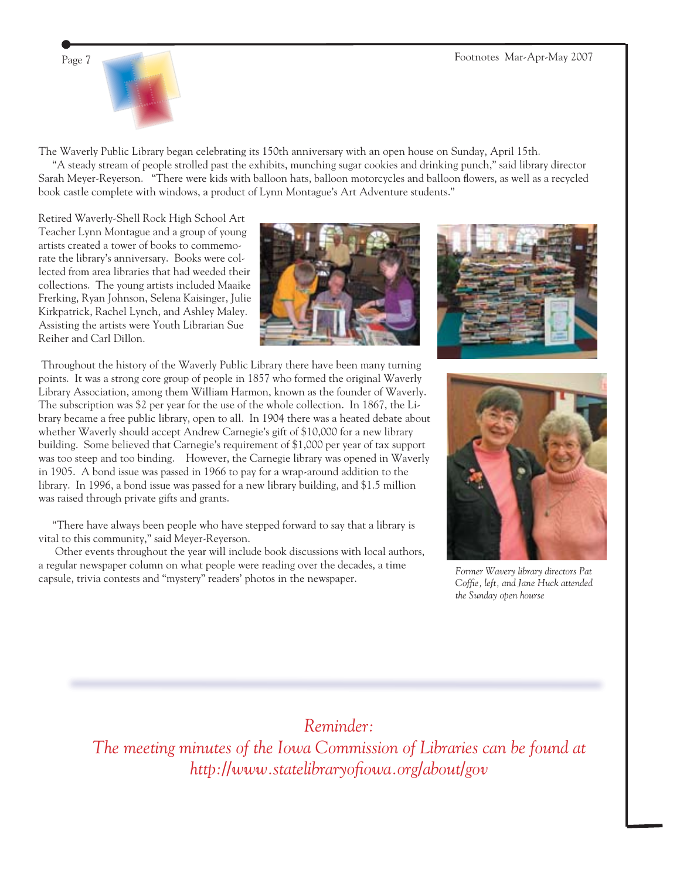The Waverly Public Library began celebrating its 150th anniversary with an open house on Sunday, April 15th.

"A steady stream of people strolled past the exhibits, munching sugar cookies and drinking punch," said library director Sarah Meyer-Reyerson. "There were kids with balloon hats, balloon motorcycles and balloon flowers, as well as a recycled book castle complete with windows, a product of Lynn Montague's Art Adventure students."

Retired Waverly-Shell Rock High School Art Teacher Lynn Montague and a group of young artists created a tower of books to commemorate the library's anniversary. Books were collected from area libraries that had weeded their collections. The young artists included Maaike Ferking, Ryan Johnson, Selena Kaisinger, Julie Kirkpatrick, Rachel Lynch, and Ashley Maley. Assisting the artists were Youth Librarian Sue Reiher and Carl Dillon.

Throughout the history of the Waverly Public Library there have been many turning points. It was a strong core group of people in 1857 who formed the original Waverly Library Association, among them William Harmon, known as the founder of Waverly. The subscription was $2 per year for the use of the whole collection. In 1867, the Library became a free public library, open to all. In 1904 there was a heated debate about whether Waverly should accept Andrew Carnegie's gift of $10,000 for a new library building. Some believed that Carnegie's requirement of $1,000 per year of tax support was too steep and too binding. However, the Carnegie library was opened in Waverly in 1905. A bond issue was passed in 1966 to pay for a wrap-around addition to the library. In 1996, a bond issue was passed for a new library building, and $1.5 million was raised through private gifts and grants.

"There have always been people who have stepped forward to say that a library is vital to this community," said Meyer-Reyerson.

Other events throughout the year will include book discussions with local authors, a regular newspaper column on what people were reading over the decades, a time capsule, trivia contests and "mystery" readers' photos in the newspaper.

*Former Wavery library directors Pat Coffie, left, and Jane Huck attended the Sunday open hourse*

*Reminder:*
*The meeting minutes of the Iowa Commission of Libraries can be found at http://www.statelibraryofiowa.org/about/gov*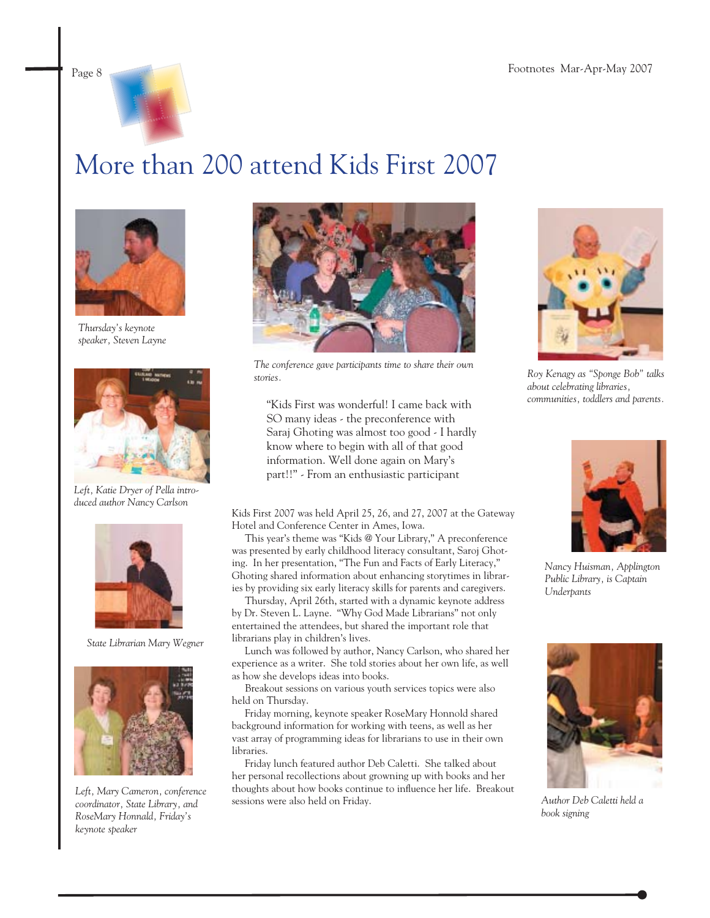# More than 200 attend Kids First 2007

*Thursday's keynote speaker, Steven Layne*

*Left, Katie Dryer of Pella introduced author Nancy Carlson*

*State Librarian Mary Wegner*

*Left, Mary Cameron, conference coordinator, State Library, and RoseMary Honnold, Friday's keynote speaker*

*The conference gave participants time to share their own stories.*

> "Kids First was wonderful! I came back with SO many ideas - the preconference with Saraj Ghoting was almost too good - I hardly know where to begin with all of that good information. Well done again on Mary's part!!" - From an enthusiastic participant

Kids First 2007 was held April 25, 26, and 27, 2007 at the Gateway Hotel and Conference Center in Ames, Iowa.

This year's theme was "Kids @ Your Library," A preconference was presented by early childhood literacy consultant, Saroj Ghoting. In her presentation, "The Fun and Facts of Early Literacy," Ghoting shared information about enhancing storytimes in libraries by providing six early literacy skills for parents and caregivers.

Thursday, April 26th, started with a dynamic keynote address by Dr. Steven L. Layne. "Why God Made Librarians" not only entertained the attendees, but shared the important role that librarians play in children's lives.

Lunch was followed by author, Nancy Carlson, who shared her experience as a writer. She told stories about her own life, as well as how she develops ideas into books.

Breakout sessions on various youth services topics were also held on Thursday.

Friday morning, keynote speaker RoseMary Honnold shared background information for working with teens, as well as her vast array of programming ideas for librarians to use in their own libraries.

Friday lunch featured author Deb Caletti. She talked about her personal recollections about growning up with books and her thoughts about how books continue to influence her life. Breakout sessions were also held on Friday.

*Roy Kenagy as "Sponge Bob" talks about celebrating libraries, communities, toddlers and parents.*

*Nancy Huisman, Applington Public Library, is Captain Underpants*

*Author Deb Caletti held a book signing*